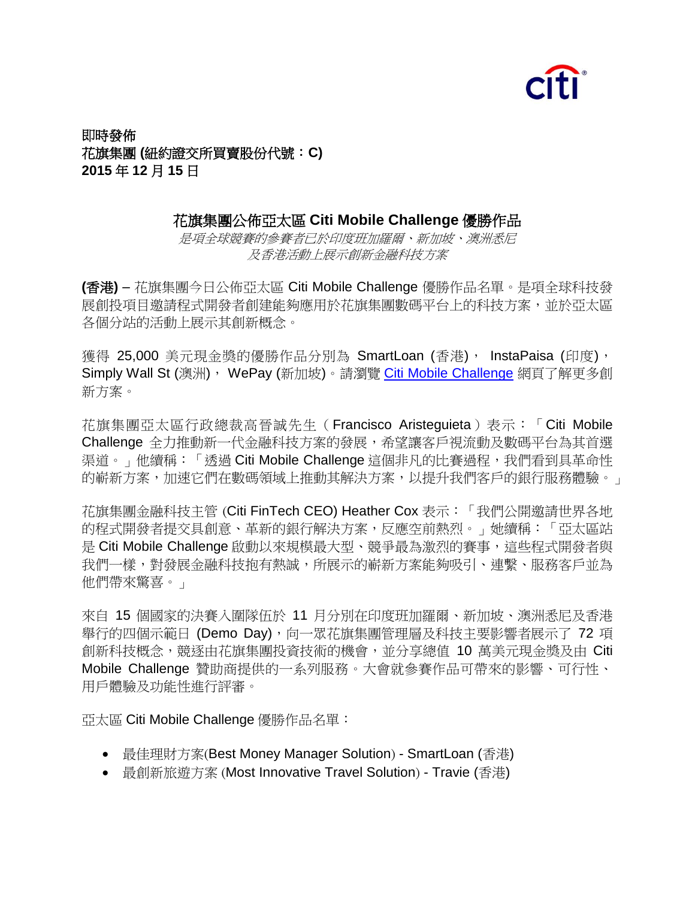**即時發佈**
**花旗集團 (紐約證交所買賣股份代號：C)**
**2015 年 12 月 15 日**

# 花旗集團公佈亞太區 Citi Mobile Challenge 優勝作品

*是項全球競賽的參賽者已於印度班加羅爾、新加坡、澳洲悉尼及香港活動上展示創新金融科技方案*

**(香港)** – 花旗集團今日公佈亞太區 Citi Mobile Challenge 優勝作品名單。是項全球科技發展創投項目邀請程式開發者創建能夠應用於花旗集團數碼平台上的科技方案，並於亞太區各個分站的活動上展示其創新概念。

獲得 25,000 美元現金獎的優勝作品分別為 SmartLoan (香港)， InstaPaisa (印度)，Simply Wall St (澳洲)， WePay (新加坡)。請瀏覽 Citi Mobile Challenge 網頁了解更多創新方案。

花旗集團亞太區行政總裁高晉誠先生（Francisco Aristeguieta）表示：「Citi Mobile Challenge 全力推動新一代金融科技方案的發展，希望讓客戶視流動及數碼平台為其首選渠道。」他續稱：「透過 Citi Mobile Challenge 這個非凡的比賽過程，我們看到具革命性的嶄新方案，加速它們在數碼領域上推動其解決方案，以提升我們客戶的銀行服務體驗。」

花旗集團金融科技主管 (Citi FinTech CEO) Heather Cox 表示：「我們公開邀請世界各地的程式開發者提交具創意、革新的銀行解決方案，反應空前熱烈。」她續稱：「亞太區站是 Citi Mobile Challenge 啟動以來規模最大型、競爭最為激烈的賽事，這些程式開發者與我們一樣，對發展金融科技抱有熱誠，所展示的嶄新方案能夠吸引、連繫、服務客戶並為他們帶來驚喜。」

來自 15 個國家的決賽入圍隊伍於 11 月分別在印度班加羅爾、新加坡、澳洲悉尼及香港舉行的四個示範日 (Demo Day)，向一眾花旗集團管理層及科技主要影響者展示了 72 項創新科技概念，競逐由花旗集團投資技術的機會，並分享總值 10 萬美元現金獎及由 Citi Mobile Challenge 贊助商提供的一系列服務。大會就參賽作品可帶來的影響、可行性、用戶體驗及功能性進行評審。

亞太區 Citi Mobile Challenge 優勝作品名單：

- 最佳理財方案(Best Money Manager Solution) - SmartLoan (香港)
- 最創新旅遊方案 (Most Innovative Travel Solution) - Travie (香港)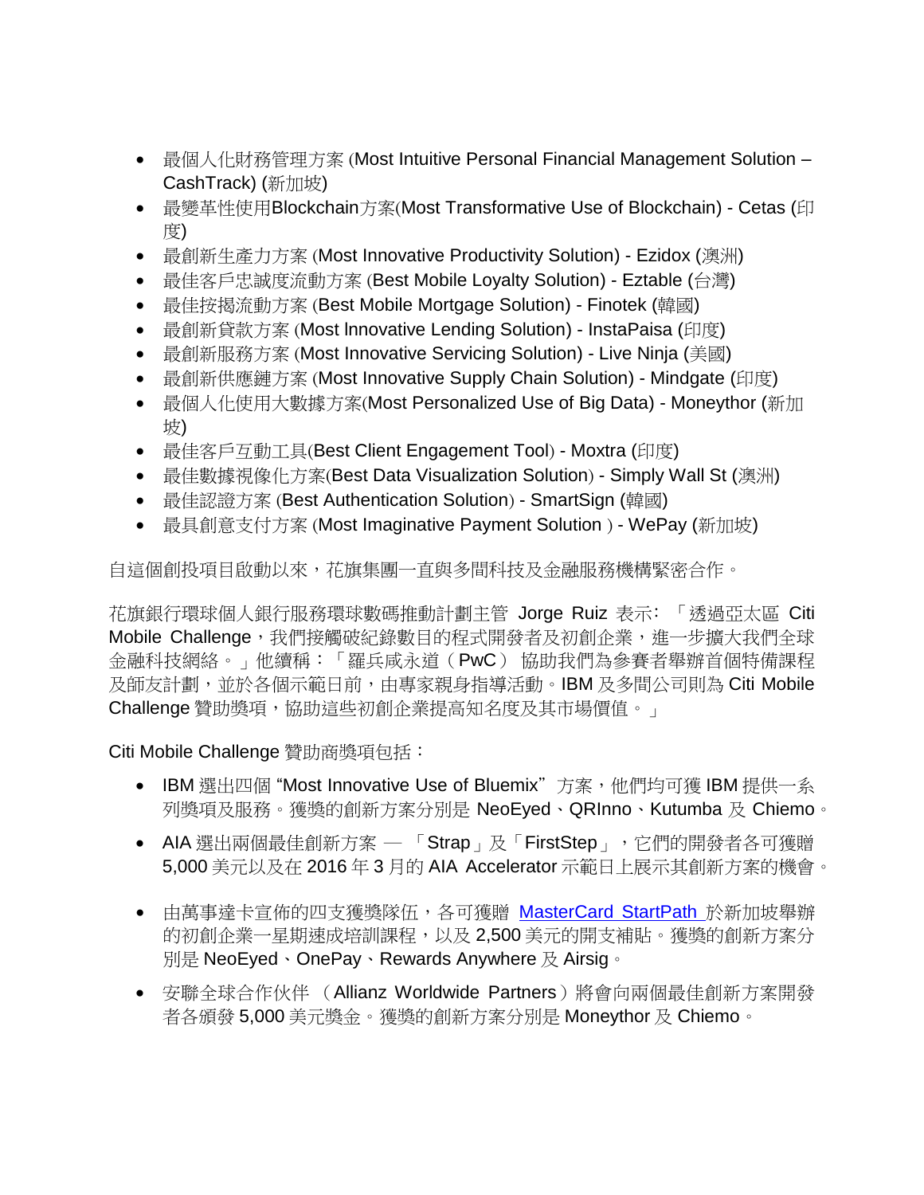- 最個人化財務管理方案 (Most Intuitive Personal Financial Management Solution – CashTrack) (新加坡)
- 最變革性使用Blockchain方案(Most Transformative Use of Blockchain) - Cetas (印度)
- 最創新生產力方案 (Most Innovative Productivity Solution) - Ezidox (澳洲)
- 最佳客戶忠誠度流動方案 (Best Mobile Loyalty Solution) - Eztable (台灣)
- 最佳按揭流動方案 (Best Mobile Mortgage Solution) - Finotek (韓國)
- 最創新貸款方案 (Most Innovative Lending Solution) - InstaPaisa (印度)
- 最創新服務方案 (Most Innovative Servicing Solution) - Live Ninja (美國)
- 最創新供應鏈方案 (Most Innovative Supply Chain Solution) - Mindgate (印度)
- 最個人化使用大數據方案(Most Personalized Use of Big Data) - Moneythor (新加坡)
- 最佳客戶互動工具(Best Client Engagement Tool) - Moxtra (印度)
- 最佳數據視像化方案(Best Data Visualization Solution) - Simply Wall St (澳洲)
- 最佳認證方案 (Best Authentication Solution) - SmartSign (韓國)
- 最具創意支付方案 (Most Imaginative Payment Solution ) - WePay (新加坡)

自這個創投項目啟動以來，花旗集團一直與多間科技及金融服務機構緊密合作。

花旗銀行環球個人銀行服務環球數碼推動計劃主管 Jorge Ruiz 表示: 「透過亞太區 Citi Mobile Challenge，我們接觸破紀錄數目的程式開發者及初創企業，進一步擴大我們全球金融科技網絡。」他續稱：「羅兵咸永道（PwC） 協助我們為參賽者舉辦首個特備課程及師友計劃，並於各個示範日前，由專家親身指導活動。IBM 及多間公司則為 Citi Mobile Challenge 贊助獎項，協助這些初創企業提高知名度及其市場價值。」

Citi Mobile Challenge 贊助商獎項包括：

- IBM 選出四個 "Most Innovative Use of Bluemix" 方案，他們均可獲 IBM 提供一系列獎項及服務。獲獎的創新方案分別是 NeoEyed、QRInno、Kutumba 及 Chiemo。
- AIA 選出兩個最佳創新方案 — 「Strap」及「FirstStep」，它們的開發者各可獲贈 5,000 美元以及在 2016 年 3 月的 AIA Accelerator 示範日上展示其創新方案的機會。
- 由萬事達卡宣佈的四支獲獎隊伍，各可獲贈 MasterCard StartPath 於新加坡舉辦的初創企業一星期速成培訓課程，以及 2,500 美元的開支補貼。獲獎的創新方案分別是 NeoEyed、OnePay、Rewards Anywhere 及 Airsig。
- 安聯全球合作伙伴 （Allianz Worldwide Partners）將會向兩個最佳創新方案開發者各頒發 5,000 美元獎金。獲獎的創新方案分別是 Moneythor 及 Chiemo。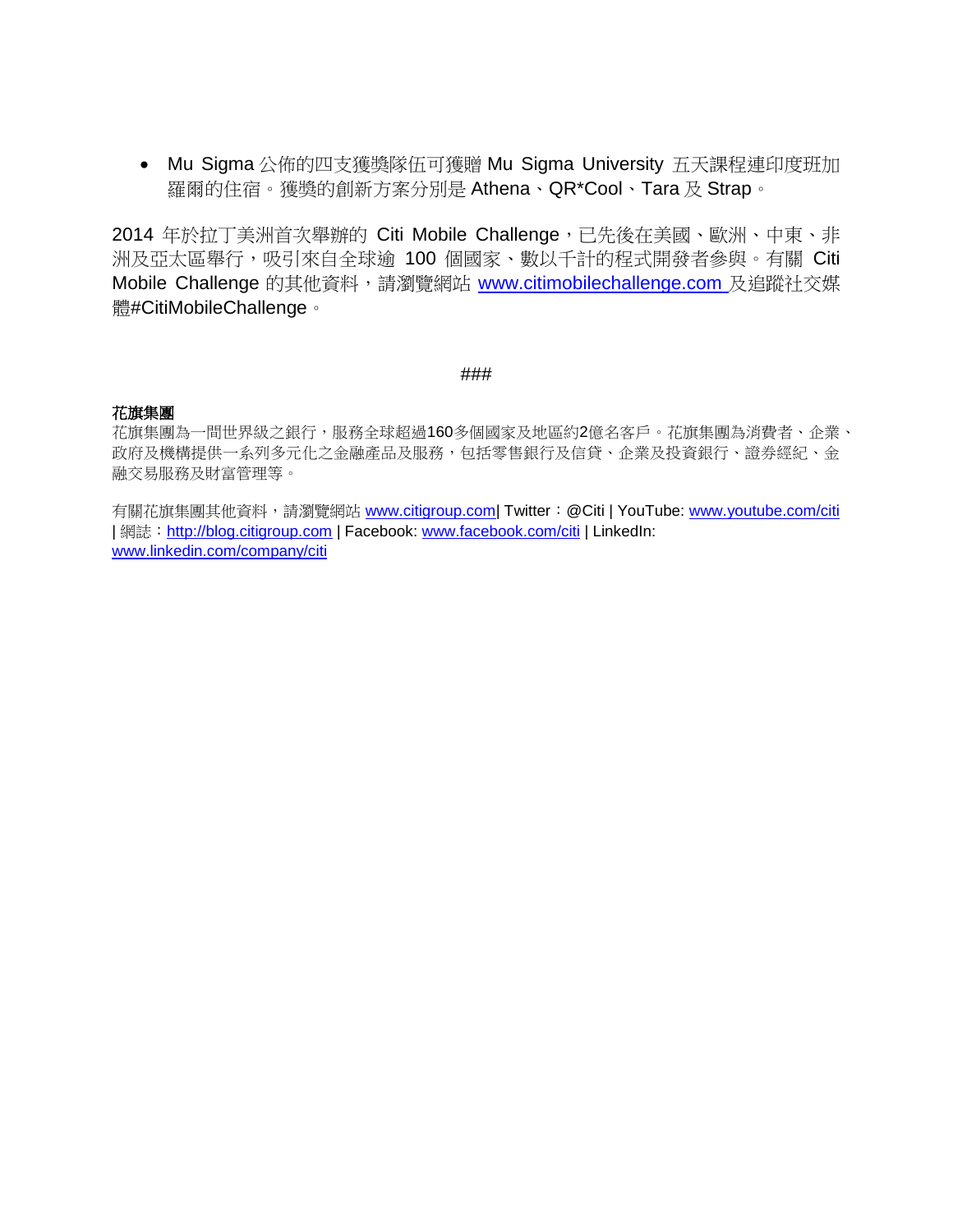- Mu Sigma 公佈的四支獲獎隊伍可獲贈 Mu Sigma University 五天課程連印度班加羅爾的住宿。獲獎的創新方案分別是 Athena、QR*Cool、Tara 及 Strap。

2014 年於拉丁美洲首次舉辦的 Citi Mobile Challenge，已先後在美國、歐洲、中東、非洲及亞太區舉行，吸引來自全球逾 100 個國家、數以千計的程式開發者參與。有關 Citi Mobile Challenge 的其他資料，請瀏覽網站 www.citimobilechallenge.com 及追蹤社交媒體#CitiMobileChallenge。

###

**花旗集團**

花旗集團為一間世界級之銀行，服務全球超過160多個國家及地區約2億名客戶。花旗集團為消費者、企業、政府及機構提供一系列多元化之金融產品及服務，包括零售銀行及信貸、企業及投資銀行、證券經紀、金融交易服務及財富管理等。

有關花旗集團其他資料，請瀏覽網站 www.citigroup.com| Twitter：@Citi | YouTube: www.youtube.com/citi | 網誌：http://blog.citigroup.com | Facebook: www.facebook.com/citi | LinkedIn: www.linkedin.com/company/citi